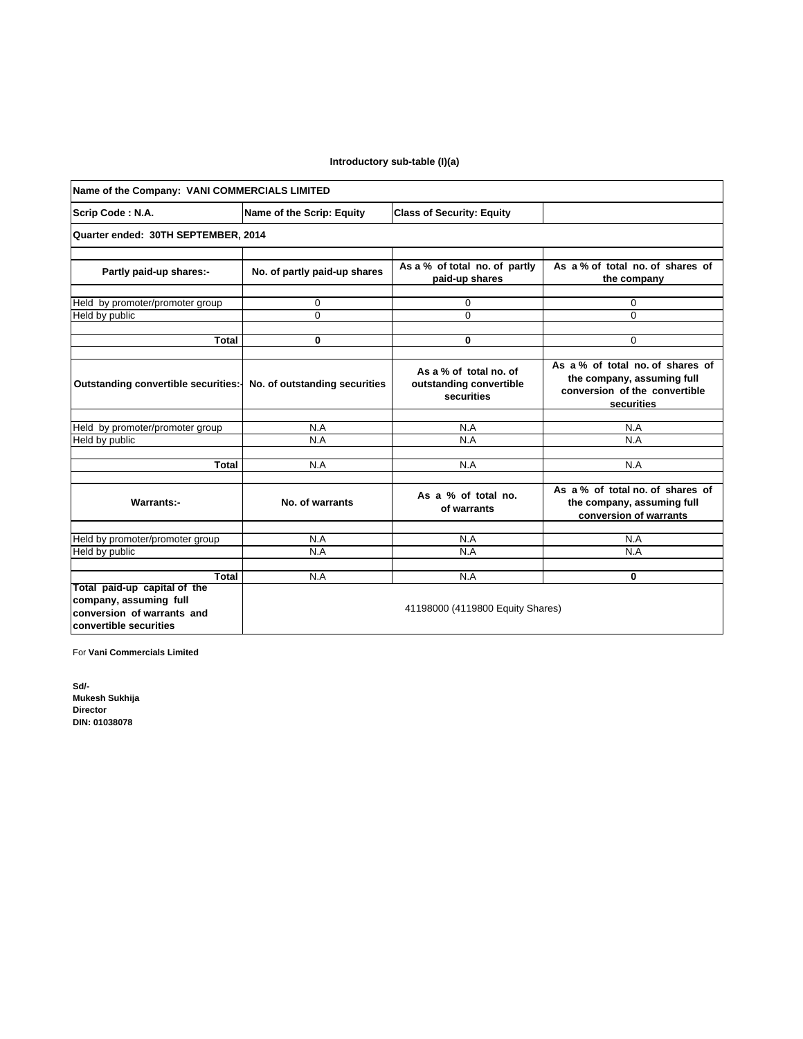**Introductory sub-table (I)(a)**

| Name of the Company: VANI COMMERCIALS LIMITED | | | |
|---|---|---|---|
| Scrip Code : N.A. | Name of the Scrip: Equity | Class of Security: Equity | |
| Quarter ended: 30TH SEPTEMBER, 2014 | | | |
| **Partly paid-up shares:-** | **No. of partly paid-up shares** | **As a % of total no. of partly paid-up shares** | **As a % of total no. of shares of the company** |
| Held by promoter/promoter group | 0 | 0 | 0 |
| Held by public | 0 | 0 | 0 |
| **Total** | **0** | **0** | 0 |
| **Outstanding convertible securities:-** | **No. of outstanding securities** | **As a % of total no. of outstanding convertible securities** | **As a % of total no. of shares of the company, assuming full conversion of the convertible securities** |
| Held by promoter/promoter group | N.A | N.A | N.A |
| Held by public | N.A | N.A | N.A |
| **Total** | N.A | N.A | N.A |
| **Warrants:-** | **No. of warrants** | **As a % of total no. of warrants** | **As a % of total no. of shares of the company, assuming full conversion of warrants** |
| Held by promoter/promoter group | N.A | N.A | N.A |
| Held by public | N.A | N.A | N.A |
| **Total** | N.A | N.A | **0** |
| **Total paid-up capital of the company, assuming full conversion of warrants and convertible securities** | 41198000 (4119800 Equity Shares) | | |

For **Vani Commercials Limited**

**Sd/-**
**Mukesh Sukhija**
**Director**
**DIN: 01038078**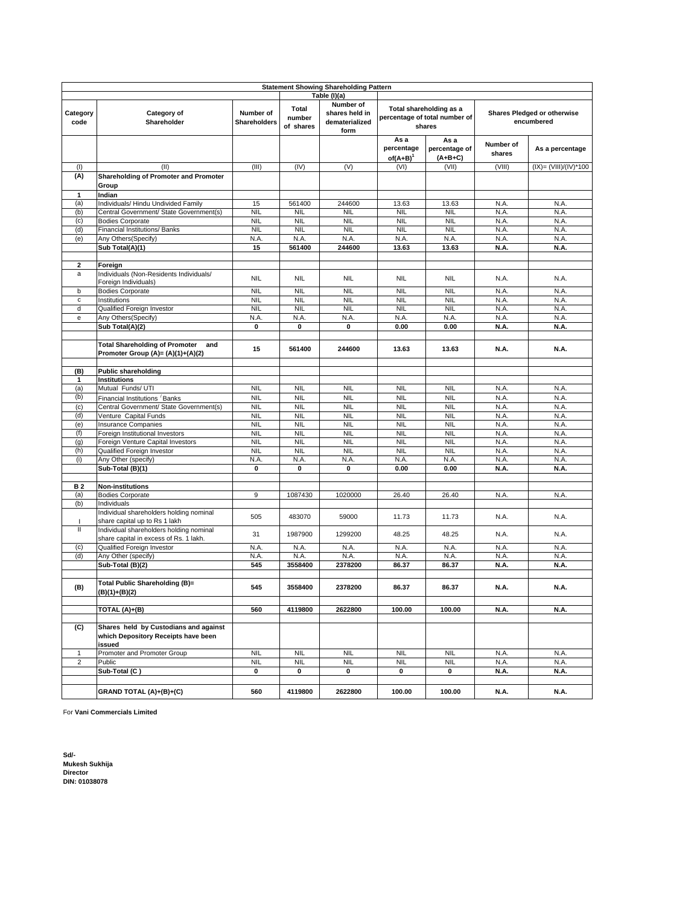| Statement Showing Shareholding Pattern | | | | | | | | |
|---|---|---|---|---|---|---|---|---|
| | | | Table (I)(a) | | | | | |
| Category code | Category of Shareholder | Number of Shareholders | Total number of shares | Number of shares held in dematerialized form | Total shareholding as a percentage of total number of shares | | Shares Pledged or otherwise encumbered | |
| | | | | | As a percentage of(A+B)[1] | As a percentage of (A+B+C) | Number of shares | As a percentage |
| (I) | (II) | (III) | (IV) | (V) | (VI) | (VII) | (VIII) | (IX)= (VIII)/(IV)*100 |
| **(A)** | **Shareholding of Promoter and Promoter Group** | | | | | | | |
| **1** | **Indian** | | | | | | | |
| (a) | Individuals/ Hindu Undivided Family | 15 | 561400 | 244600 | 13.63 | 13.63 | N.A. | N.A. |
| (b) | Central Government/ State Government(s) | NIL | NIL | NIL | NIL | NIL | N.A. | N.A. |
| (c) | Bodies Corporate | NIL | NIL | NIL | NIL | NIL | N.A. | N.A. |
| (d) | Financial Institutions/ Banks | NIL | NIL | NIL | NIL | NIL | N.A. | N.A. |
| (e) | Any Others(Specify) | N.A. | N.A. | N.A. | N.A. | N.A. | N.A. | N.A. |
| | **Sub Total(A)(1)** | **15** | **561400** | **244600** | **13.63** | **13.63** | **N.A.** | **N.A.** |
| **2** | **Foreign** | | | | | | | |
| a | Individuals (Non-Residents Individuals/ Foreign Individuals) | NIL | NIL | NIL | NIL | NIL | N.A. | N.A. |
| b | Bodies Corporate | NIL | NIL | NIL | NIL | NIL | N.A. | N.A. |
| c | Institutions | NIL | NIL | NIL | NIL | NIL | N.A. | N.A. |
| d | Qualified Foreign Investor | NIL | NIL | NIL | NIL | NIL | N.A. | N.A. |
| e | Any Others(Specify) | N.A. | N.A. | N.A. | N.A. | N.A. | N.A. | N.A. |
| | **Sub Total(A)(2)** | **0** | **0** | **0** | **0.00** | **0.00** | **N.A.** | **N.A.** |
| | **Total Shareholding of Promoter and Promoter Group (A)= (A)(1)+(A)(2)** | **15** | **561400** | **244600** | **13.63** | **13.63** | **N.A.** | **N.A.** |
| **(B)** | **Public shareholding** | | | | | | | |
| **1** | **Institutions** | | | | | | | |
| (a) | Mutual Funds/ UTI | NIL | NIL | NIL | NIL | NIL | N.A. | N.A. |
| (b) | Financial Institutions / Banks | NIL | NIL | NIL | NIL | NIL | N.A. | N.A. |
| (c) | Central Government/ State Government(s) | NIL | NIL | NIL | NIL | NIL | N.A. | N.A. |
| (d) | Venture Capital Funds | NIL | NIL | NIL | NIL | NIL | N.A. | N.A. |
| (e) | Insurance Companies | NIL | NIL | NIL | NIL | NIL | N.A. | N.A. |
| (f) | Foreign Institutional Investors | NIL | NIL | NIL | NIL | NIL | N.A. | N.A. |
| (g) | Foreign Venture Capital Investors | NIL | NIL | NIL | NIL | NIL | N.A. | N.A. |
| (h) | Qualified Foreign Investor | NIL | NIL | NIL | NIL | NIL | N.A. | N.A. |
| (i) | Any Other (specify) | N.A. | N.A. | N.A. | N.A. | N.A. | N.A. | N.A. |
| | **Sub-Total (B)(1)** | **0** | **0** | **0** | **0.00** | **0.00** | **N.A.** | **N.A.** |
| **B 2** | **Non-institutions** | | | | | | | |
| (a) | Bodies Corporate | 9 | 1087430 | 1020000 | 26.40 | 26.40 | N.A. | N.A. |
| (b) | Individuals | | | | | | | |
| I | Individual shareholders holding nominal share capital up to Rs 1 lakh | 505 | 483070 | 59000 | 11.73 | 11.73 | N.A. | N.A. |
| II | Individual shareholders holding nominal share capital in excess of Rs. 1 lakh. | 31 | 1987900 | 1299200 | 48.25 | 48.25 | N.A. | N.A. |
| (c) | Qualified Foreign Investor | N.A. | N.A. | N.A. | N.A. | N.A. | N.A. | N.A. |
| (d) | Any Other (specify) | N.A. | N.A. | N.A. | N.A. | N.A. | N.A. | N.A. |
| | **Sub-Total (B)(2)** | **545** | **3558400** | **2378200** | **86.37** | **86.37** | **N.A.** | **N.A.** |
| **(B)** | **Total Public Shareholding (B)= (B)(1)+(B)(2)** | **545** | **3558400** | **2378200** | **86.37** | **86.37** | **N.A.** | **N.A.** |
| | **TOTAL (A)+(B)** | **560** | **4119800** | **2622800** | **100.00** | **100.00** | **N.A.** | **N.A.** |
| **(C)** | **Shares held by Custodians and against which Depository Receipts have been issued** | | | | | | | |
| 1 | Promoter and Promoter Group | NIL | NIL | NIL | NIL | NIL | N.A. | N.A. |
| 2 | Public | NIL | NIL | NIL | NIL | NIL | N.A. | N.A. |
| | **Sub-Total (C )** | **0** | **0** | **0** | **0** | **0** | **N.A.** | **N.A.** |
| | **GRAND TOTAL (A)+(B)+(C)** | **560** | **4119800** | **2622800** | **100.00** | **100.00** | **N.A.** | **N.A.** |

For **Vani Commercials Limited**

**Sd/-**
**Mukesh Sukhija**
**Director**
**DIN: 01038078**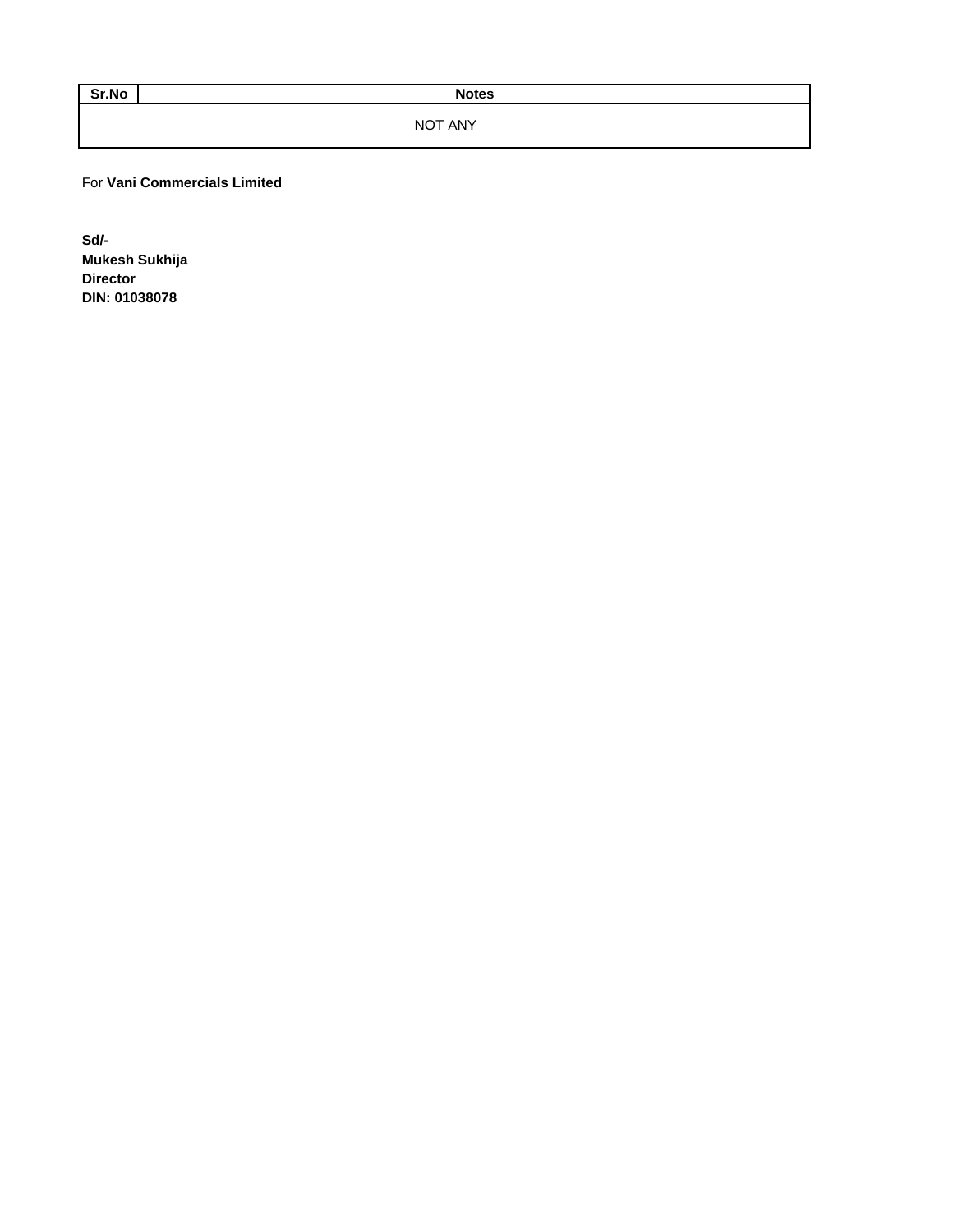| Sr.No | Notes |
| --- | --- |
| | NOT ANY |

For **Vani Commercials Limited**

**Sd/-**
**Mukesh Sukhija**
**Director**
**DIN: 01038078**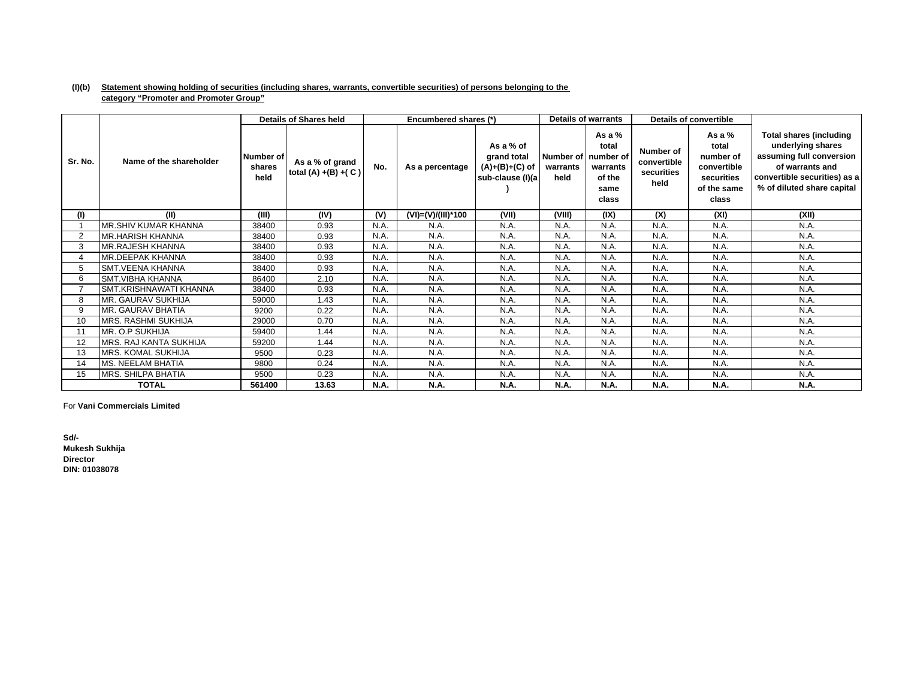**(I)(b) Statement showing holding of securities (including shares, warrants, convertible securities) of persons belonging to the category "Promoter and Promoter Group"**

| Sr. No. | Name of the shareholder | Details of Shares held | | Encumbered shares (*) | | | Details of warrants | | Details of convertible | | Total shares (including underlying shares assuming full conversion of warrants and convertible securities) as a % of diluted share capital |
|---|---|---|---|---|---|---|---|---|---|---|---|
| | | Number of shares held | As a % of grand total (A) +(B) +( C ) | No. | As a percentage | As a % of grand total (A)+(B)+(C) of sub-clause (I)(a ) | Number of warrants held | As a % total number of warrants of the same class | Number of convertible securities held | As a % total number of convertible securities of the same class | |
| (I) | (II) | (III) | (IV) | (V) | (VI)=(V)/(III)*100 | (VII) | (VIII) | (IX) | (X) | (XI) | (XII) |
| 1 | MR.SHIV KUMAR KHANNA | 38400 | 0.93 | N.A. | N.A. | N.A. | N.A. | N.A. | N.A. | N.A. | N.A. |
| 2 | MR.HARISH KHANNA | 38400 | 0.93 | N.A. | N.A. | N.A. | N.A. | N.A. | N.A. | N.A. | N.A. |
| 3 | MR.RAJESH KHANNA | 38400 | 0.93 | N.A. | N.A. | N.A. | N.A. | N.A. | N.A. | N.A. | N.A. |
| 4 | MR.DEEPAK KHANNA | 38400 | 0.93 | N.A. | N.A. | N.A. | N.A. | N.A. | N.A. | N.A. | N.A. |
| 5 | SMT.VEENA KHANNA | 38400 | 0.93 | N.A. | N.A. | N.A. | N.A. | N.A. | N.A. | N.A. | N.A. |
| 6 | SMT.VIBHA KHANNA | 86400 | 2.10 | N.A. | N.A. | N.A. | N.A. | N.A. | N.A. | N.A. | N.A. |
| 7 | SMT.KRISHNAWATI KHANNA | 38400 | 0.93 | N.A. | N.A. | N.A. | N.A. | N.A. | N.A. | N.A. | N.A. |
| 8 | MR. GAURAV SUKHIJA | 59000 | 1.43 | N.A. | N.A. | N.A. | N.A. | N.A. | N.A. | N.A. | N.A. |
| 9 | MR. GAURAV BHATIA | 9200 | 0.22 | N.A. | N.A. | N.A. | N.A. | N.A. | N.A. | N.A. | N.A. |
| 10 | MRS. RASHMI SUKHIJA | 29000 | 0.70 | N.A. | N.A. | N.A. | N.A. | N.A. | N.A. | N.A. | N.A. |
| 11 | MR. O.P SUKHIJA | 59400 | 1.44 | N.A. | N.A. | N.A. | N.A. | N.A. | N.A. | N.A. | N.A. |
| 12 | MRS. RAJ KANTA SUKHIJA | 59200 | 1.44 | N.A. | N.A. | N.A. | N.A. | N.A. | N.A. | N.A. | N.A. |
| 13 | MRS. KOMAL SUKHIJA | 9500 | 0.23 | N.A. | N.A. | N.A. | N.A. | N.A. | N.A. | N.A. | N.A. |
| 14 | MS. NEELAM BHATIA | 9800 | 0.24 | N.A. | N.A. | N.A. | N.A. | N.A. | N.A. | N.A. | N.A. |
| 15 | MRS. SHILPA BHATIA | 9500 | 0.23 | N.A. | N.A. | N.A. | N.A. | N.A. | N.A. | N.A. | N.A. |
| **TOTAL** | | **561400** | **13.63** | **N.A.** | **N.A.** | **N.A.** | **N.A.** | **N.A.** | **N.A.** | **N.A.** | **N.A.** |

For **Vani Commercials Limited**

**Sd/-**
**Mukesh Sukhija**
**Director**
**DIN: 01038078**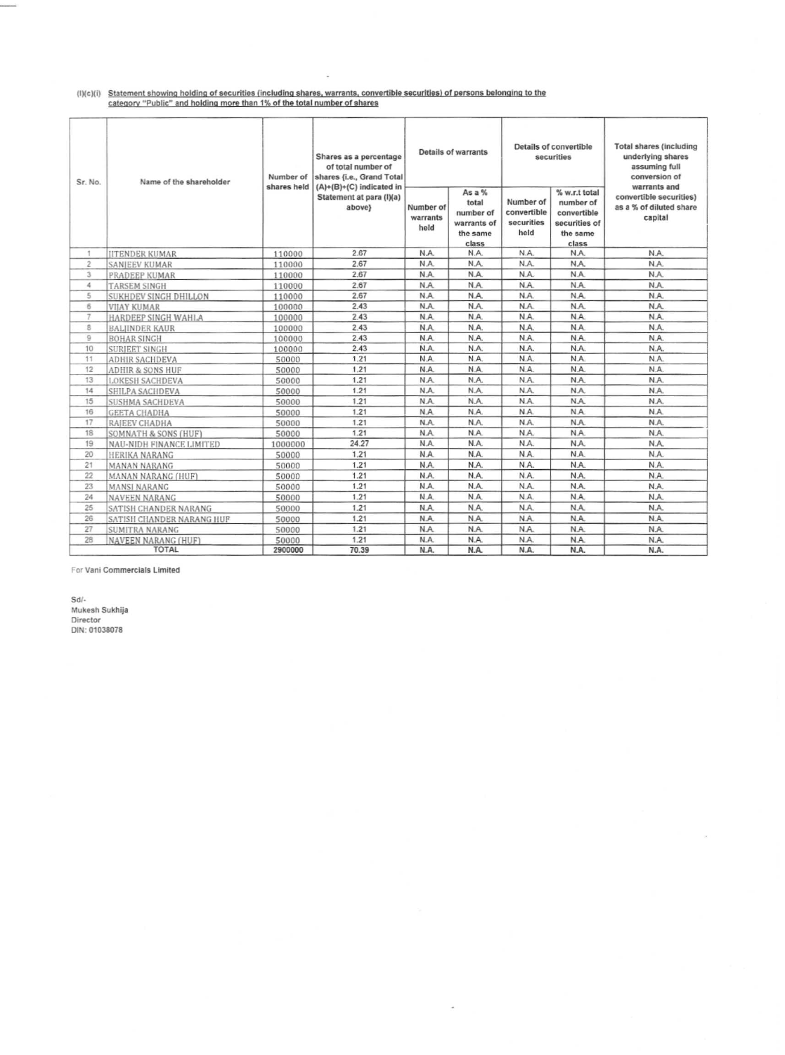(I)(c)(i) Statement showing holding of securities (including shares, warrants, convertible securities) of persons belonging to the category "Public" and holding more than 1% of the total number of shares

| Sr. No. | Name of the shareholder | Number of shares held | Shares as a percentage of total number of shares {i.e., Grand Total (A)+(B)+(C) indicated in Statement at para (I)(a) above} | Details of warrants | | Details of convertible securities | | Total shares (including underlying shares assuming full conversion of warrants and convertible securities) as a % of diluted share capital |
|---|---|---|---|---|---|---|---|---|
| | | | | Number of warrants held | As a % total number of warrants of the same class | Number of convertible securities held | % w.r.t total number of convertible securities of the same class | |
| 1 | JITENDER KUMAR | 110000 | 2.67 | N.A. | N.A. | N.A. | N.A. | N.A. |
| 2 | SANJEEV KUMAR | 110000 | 2.67 | N.A. | N.A. | N.A. | N.A. | N.A. |
| 3 | PRADEEP KUMAR | 110000 | 2.67 | N.A. | N.A. | N.A. | N.A. | N.A. |
| 4 | TARSEM SINGH | 110000 | 2.67 | N.A. | N.A. | N.A. | N.A. | N.A. |
| 5 | SUKHDEV SINGH DHILLON | 110000 | 2.67 | N.A. | N.A. | N.A. | N.A. | N.A. |
| 6 | VIJAY KUMAR | 100000 | 2.43 | N.A. | N.A. | N.A. | N.A. | N.A. |
| 7 | HARDEEP SINGH WAHLA | 100000 | 2.43 | N.A. | N.A. | N.A. | N.A. | N.A. |
| 8 | BALJINDER KAUR | 100000 | 2.43 | N.A. | N.A. | N.A. | N.A. | N.A. |
| 9 | BOHAR SINGH | 100000 | 2.43 | N.A. | N.A. | N.A. | N.A. | N.A. |
| 10 | SURJEET SINGH | 100000 | 2.43 | N.A. | N.A. | N.A. | N.A. | N.A. |
| 11 | ADHIR SACHDEVA | 50000 | 1.21 | N.A. | N.A. | N.A. | N.A. | N.A. |
| 12 | ADHIR & SONS HUF | 50000 | 1.21 | N.A. | N.A. | N.A. | N.A. | N.A. |
| 13 | LOKESH SACHDEVA | 50000 | 1.21 | N.A. | N.A. | N.A. | N.A. | N.A. |
| 14 | SHILPA SACHDEVA | 50000 | 1.21 | N.A. | N.A. | N.A. | N.A. | N.A. |
| 15 | SUSHMA SACHDEVA | 50000 | 1.21 | N.A. | N.A. | N.A. | N.A. | N.A. |
| 16 | GEETA CHADHA | 50000 | 1.21 | N.A. | N.A. | N.A. | N.A. | N.A. |
| 17 | RAJEEV CHADHA | 50000 | 1.21 | N.A. | N.A. | N.A. | N.A. | N.A. |
| 18 | SOMNATH & SONS (HUF) | 50000 | 1.21 | N.A. | N.A. | N.A. | N.A. | N.A. |
| 19 | NAU-NIDH FINANCE LIMITED | 1000000 | 24.27 | N.A. | N.A. | N.A. | N.A. | N.A. |
| 20 | HERIKA NARANG | 50000 | 1.21 | N.A. | N.A. | N.A. | N.A. | N.A. |
| 21 | MANAN NARANG | 50000 | 1.21 | N.A. | N.A. | N.A. | N.A. | N.A. |
| 22 | MANAN NARANG (HUF) | 50000 | 1.21 | N.A. | N.A. | N.A. | N.A. | N.A. |
| 23 | MANSI NARANG | 50000 | 1.21 | N.A. | N.A. | N.A. | N.A. | N.A. |
| 24 | NAVEEN NARANG | 50000 | 1.21 | N.A. | N.A. | N.A. | N.A. | N.A. |
| 25 | SATISH CHANDER NARANG | 50000 | 1.21 | N.A. | N.A. | N.A. | N.A. | N.A. |
| 26 | SATISH CHANDER NARANG HUF | 50000 | 1.21 | N.A. | N.A. | N.A. | N.A. | N.A. |
| 27 | SUMITRA NARANG | 50000 | 1.21 | N.A. | N.A. | N.A. | N.A. | N.A. |
| 28 | NAVEEN NARANG (HUF) | 50000 | 1.21 | N.A. | N.A. | N.A. | N.A. | N.A. |
| | TOTAL | 2900000 | 70.39 | N.A. | N.A. | N.A. | N.A. | N.A. |

For Vani Commercials Limited

Sd/-
Mukesh Sukhija
Director
DIN: 01038078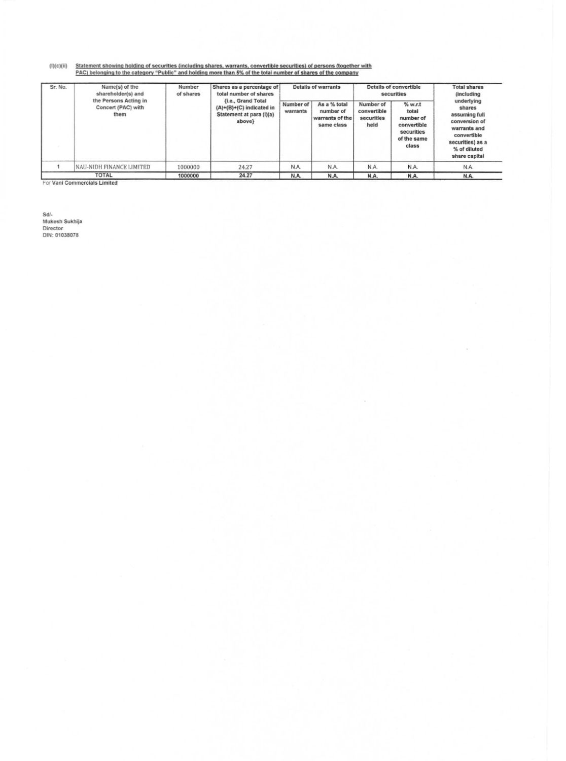(I)(c)(ii) Statement showing holding of securities (including shares, warrants, convertible securities) of persons (together with PAC) belonging to the category "Public" and holding more than 5% of the total number of shares of the company

| Sr. No. | Name(s) of the shareholder(s) and the Persons Acting in Concert (PAC) with them | Number of shares | Shares as a percentage of total number of shares {i.e., Grand Total (A)+(B)+(C) indicated in Statement at para (I)(a) above} | Details of warrants | | Details of convertible securities | | Total shares (including underlying shares assuming full conversion of warrants and convertible securities) as a % of diluted share capital |
|---|---|---|---|---|---|---|---|---|
| | | | | Number of warrants | As a % total number of warrants of the same class | Number of convertible securities held | % w.r.t total number of convertible securities of the same class | |
| 1 | NAU-NIDH FINANCE LIMITED | 1000000 | 24.27 | N.A. | N.A. | N.A. | N.A. | N.A. |
| | TOTAL | 1000000 | 24.27 | N.A. | N.A. | N.A. | N.A. | N.A. |

For Vani Commercials Limited

Sd/-
Mukesh Sukhija
Director
DIN: 01038078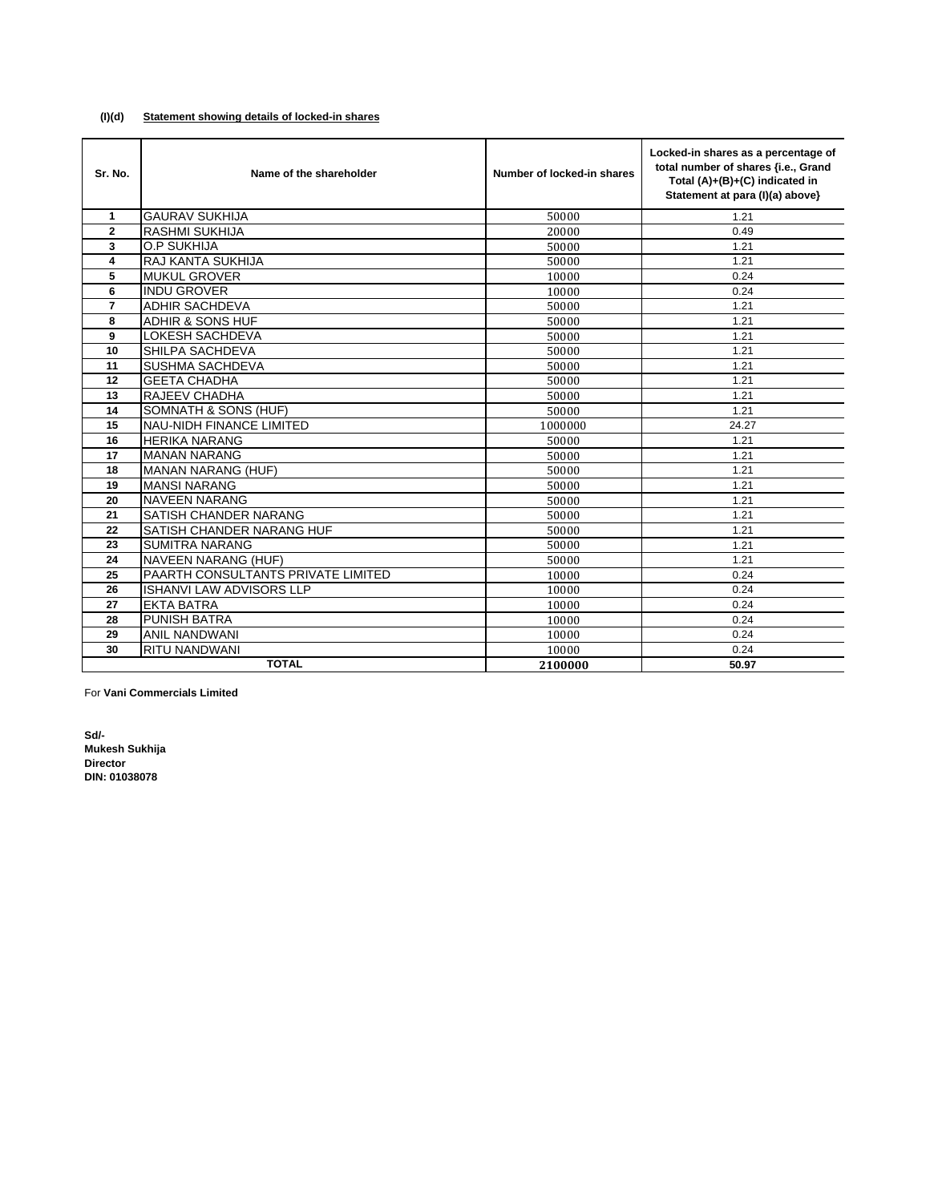**(I)(d) Statement showing details of locked-in shares**

| Sr. No. | Name of the shareholder | Number of locked-in shares | Locked-in shares as a percentage of total number of shares {i.e., Grand Total (A)+(B)+(C) indicated in Statement at para (I)(a) above} |
|---|---|---|---|
| 1 | GAURAV SUKHIJA | 50000 | 1.21 |
| 2 | RASHMI SUKHIJA | 20000 | 0.49 |
| 3 | O.P SUKHIJA | 50000 | 1.21 |
| 4 | RAJ KANTA SUKHIJA | 50000 | 1.21 |
| 5 | MUKUL GROVER | 10000 | 0.24 |
| 6 | INDU GROVER | 10000 | 0.24 |
| 7 | ADHIR SACHDEVA | 50000 | 1.21 |
| 8 | ADHIR & SONS HUF | 50000 | 1.21 |
| 9 | LOKESH SACHDEVA | 50000 | 1.21 |
| 10 | SHILPA SACHDEVA | 50000 | 1.21 |
| 11 | SUSHMA SACHDEVA | 50000 | 1.21 |
| 12 | GEETA CHADHA | 50000 | 1.21 |
| 13 | RAJEEV CHADHA | 50000 | 1.21 |
| 14 | SOMNATH & SONS (HUF) | 50000 | 1.21 |
| 15 | NAU-NIDH FINANCE LIMITED | 1000000 | 24.27 |
| 16 | HERIKA NARANG | 50000 | 1.21 |
| 17 | MANAN NARANG | 50000 | 1.21 |
| 18 | MANAN NARANG (HUF) | 50000 | 1.21 |
| 19 | MANSI NARANG | 50000 | 1.21 |
| 20 | NAVEEN NARANG | 50000 | 1.21 |
| 21 | SATISH CHANDER NARANG | 50000 | 1.21 |
| 22 | SATISH CHANDER NARANG HUF | 50000 | 1.21 |
| 23 | SUMITRA NARANG | 50000 | 1.21 |
| 24 | NAVEEN NARANG (HUF) | 50000 | 1.21 |
| 25 | PAARTH CONSULTANTS PRIVATE LIMITED | 10000 | 0.24 |
| 26 | ISHANVI LAW ADVISORS LLP | 10000 | 0.24 |
| 27 | EKTA BATRA | 10000 | 0.24 |
| 28 | PUNISH BATRA | 10000 | 0.24 |
| 29 | ANIL NANDWANI | 10000 | 0.24 |
| 30 | RITU NANDWANI | 10000 | 0.24 |
| **TOTAL** | | **2100000** | **50.97** |

For **Vani Commercials Limited**

**Sd/-**
**Mukesh Sukhija**
**Director**
**DIN: 01038078**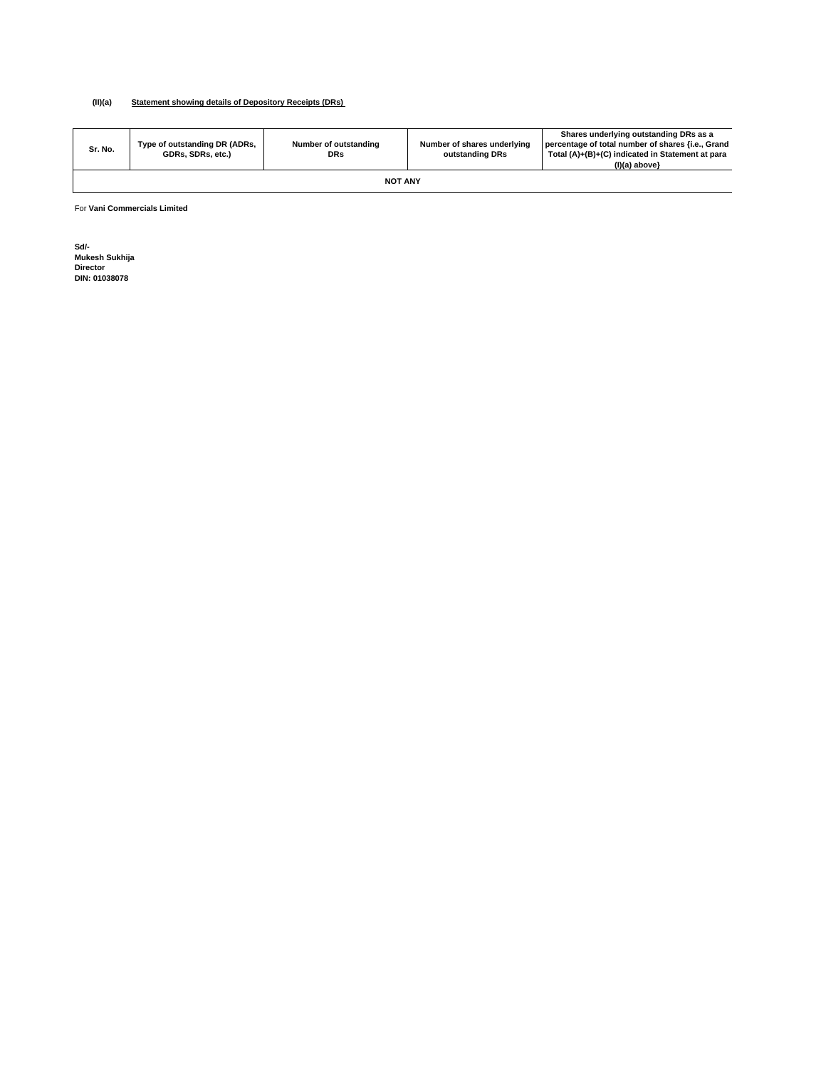**(II)(a) Statement showing details of Depository Receipts (DRs)**

| Sr. No. | Type of outstanding DR (ADRs, GDRs, SDRs, etc.) | Number of outstanding DRs | Number of shares underlying outstanding DRs | Shares underlying outstanding DRs as a percentage of total number of shares {i.e., Grand Total (A)+(B)+(C) indicated in Statement at para (I)(a) above} |
|---|---|---|---|---|
| **NOT ANY** | | | | |

For **Vani Commercials Limited**

**Sd/-**
**Mukesh Sukhija**
**Director**
**DIN: 01038078**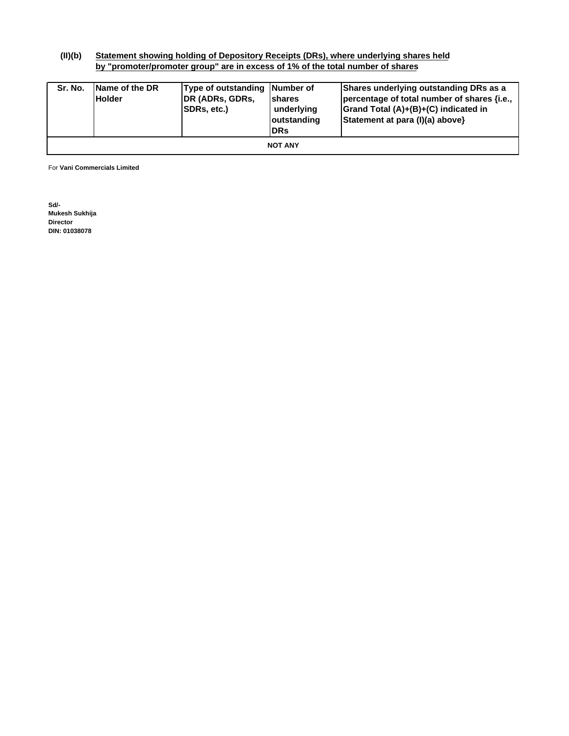**(II)(b) Statement showing holding of Depository Receipts (DRs), where underlying shares held by "promoter/promoter group" are in excess of 1% of the total number of shares**

| Sr. No. | Name of the DR Holder | Type of outstanding DR (ADRs, GDRs, SDRs, etc.) | Number of shares underlying outstanding DRs | Shares underlying outstanding DRs as a percentage of total number of shares {i.e., Grand Total (A)+(B)+(C) indicated in Statement at para (I)(a) above} |
|---|---|---|---|---|
| | | **NOT ANY** | | |

For **Vani Commercials Limited**

**Sd/-**
**Mukesh Sukhija**
**Director**
**DIN: 01038078**